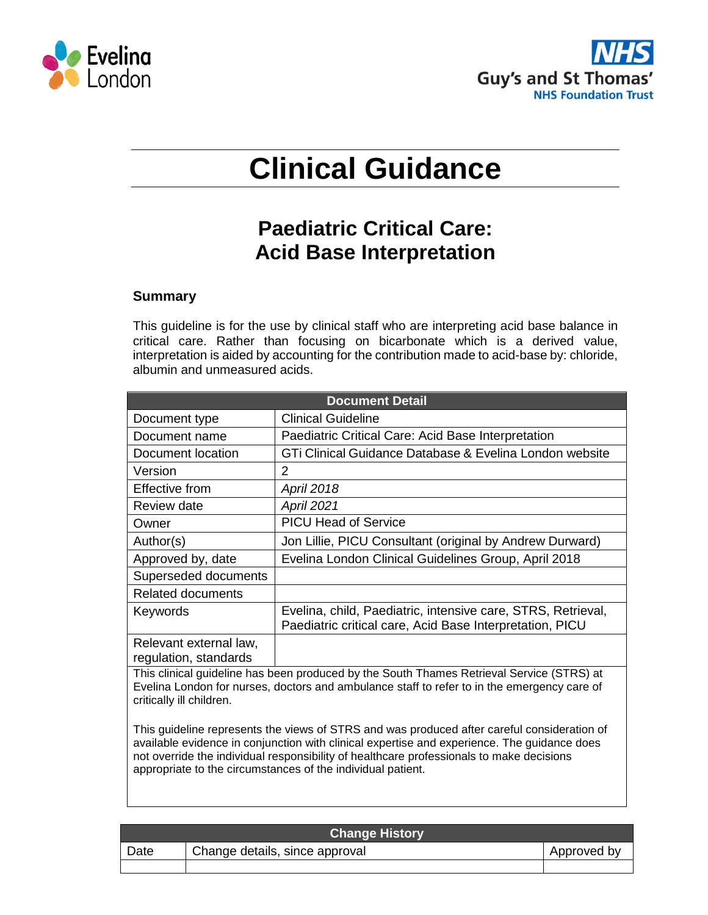# Clinical Guidance

## Paediatric Critical Care: Acid Base Interpretation

### Summary

This guideline is for the use by clinical staff who are interpreting acid base balance in critical care. Rather than focusing on bicarbonate which is a derived value, interpretation is aided by accounting for the contribution made to acid-base by: chloride, albumin and unmeasured acids.

| Document Detail | |
|---|---|
| Document type | Clinical Guideline |
| Document name | Paediatric Critical Care: Acid Base Interpretation |
| Document location | GTi Clinical Guidance Database & Evelina London website |
| Version | 2 |
| Effective from | *April 2018* |
| Review date | *April 2021* |
| Owner | PICU Head of Service |
| Author(s) | Jon Lillie, PICU Consultant (original by Andrew Durward) |
| Approved by, date | Evelina London Clinical Guidelines Group, April 2018 |
| Superseded documents | |
| Related documents | |
| Keywords | Evelina, child, Paediatric, intensive care, STRS, Retrieval, Paediatric critical care, Acid Base Interpretation, PICU |
| Relevant external law, regulation, standards | |

This clinical guideline has been produced by the South Thames Retrieval Service (STRS) at Evelina London for nurses, doctors and ambulance staff to refer to in the emergency care of critically ill children.

This guideline represents the views of STRS and was produced after careful consideration of available evidence in conjunction with clinical expertise and experience. The guidance does not override the individual responsibility of healthcare professionals to make decisions appropriate to the circumstances of the individual patient.

| Change History | | |
|---|---|---|
| Date | Change details, since approval | Approved by |
| | | |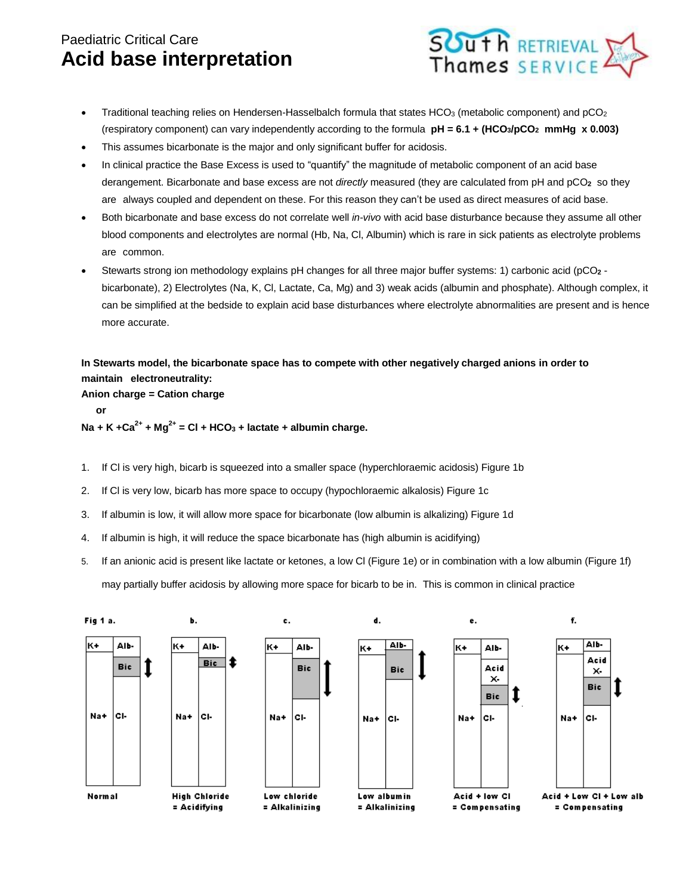Paediatric Critical Care

# Acid base interpretation

- Traditional teaching relies on Hendersen-Hasselbalch formula that states $HCO_3$ (metabolic component) and $pCO_2$ (respiratory component) can vary independently according to the formula **pH = 6.1 + ($HCO_3$/$pCO_2$ mmHg x 0.003)**
- This assumes bicarbonate is the major and only significant buffer for acidosis.
- In clinical practice the Base Excess is used to "quantify" the magnitude of metabolic component of an acid base derangement. Bicarbonate and base excess are not *directly* measured (they are calculated from pH and $pCO_2$ so they are always coupled and dependent on these. For this reason they can't be used as direct measures of acid base.
- Both bicarbonate and base excess do not correlate well *in-vivo* with acid base disturbance because they assume all other blood components and electrolytes are normal (Hb, Na, Cl, Albumin) which is rare in sick patients as electrolyte problems are common.
- Stewarts strong ion methodology explains pH changes for all three major buffer systems: 1) carbonic acid ($pCO_2$ - bicarbonate), 2) Electrolytes (Na, K, Cl, Lactate, Ca, Mg) and 3) weak acids (albumin and phosphate). Although complex, it can be simplified at the bedside to explain acid base disturbances where electrolyte abnormalities are present and is hence more accurate.

**In Stewarts model, the bicarbonate space has to compete with other negatively charged anions in order to maintain electroneutrality:**

**Anion charge = Cation charge**

**or**

**Na + K + $Ca^{2+}$ + $Mg^{2+}$ = Cl + $HCO_3$ + lactate + albumin charge.**

1. If Cl is very high, bicarb is squeezed into a smaller space (hyperchloraemic acidosis) Figure 1b
2. If Cl is very low, bicarb has more space to occupy (hypochloraemic alkalosis) Figure 1c
3. If albumin is low, it will allow more space for bicarbonate (low albumin is alkalizing) Figure 1d
4. If albumin is high, it will reduce the space bicarbonate has (high albumin is acidifying)
5. If an anionic acid is present like lactate or ketones, a low Cl (Figure 1e) or in combination with a low albumin (Figure 1f) may partially buffer acidosis by allowing more space for bicarb to be in. This is common in clinical practice

Fig 1 a. b. c. d. e. f.

K+ Alb- Bic Na+ Cl-

Acid X-

Normal

High Chloride = Acidifying

Low chloride = Alkalinizing

Low albumin = Alkalinizing

Acid + low Cl = Compensating

Acid + Low Cl + Low alb = Compensating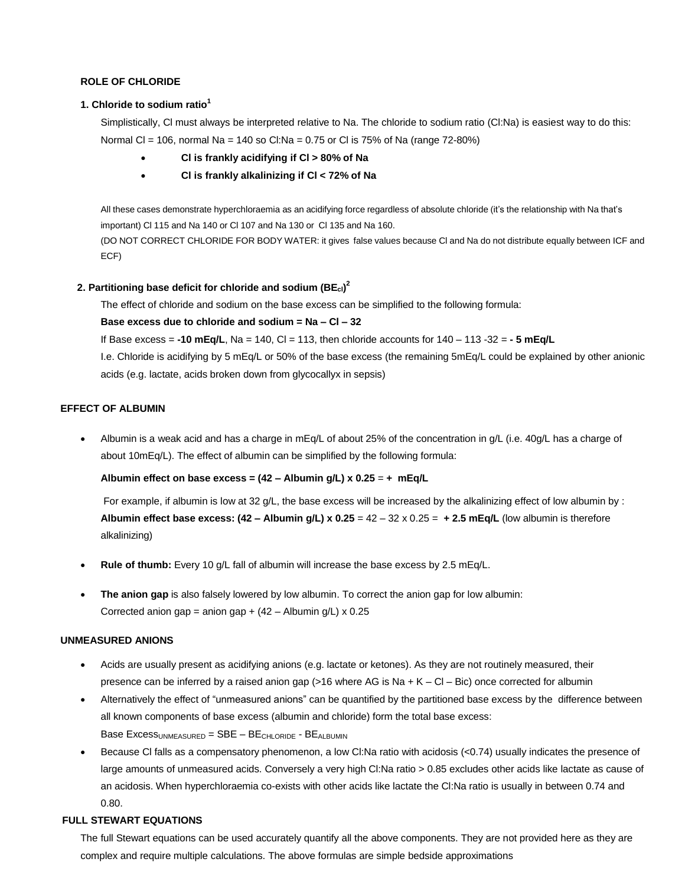## ROLE OF CHLORIDE

### 1. Chloride to sodium ratio[1]

Simplistically, Cl must always be interpreted relative to Na. The chloride to sodium ratio (Cl:Na) is easiest way to do this: Normal Cl = 106, normal Na = 140 so Cl:Na = 0.75 or Cl is 75% of Na (range 72-80%)

- **Cl is frankly acidifying if Cl > 80% of Na**
- **Cl is frankly alkalinizing if Cl < 72% of Na**

All these cases demonstrate hyperchloraemia as an acidifying force regardless of absolute chloride (it's the relationship with Na that's important) Cl 115 and Na 140 or Cl 107 and Na 130 or Cl 135 and Na 160.
(DO NOT CORRECT CHLORIDE FOR BODY WATER: it gives false values because Cl and Na do not distribute equally between ICF and ECF)

### 2. Partitioning base deficit for chloride and sodium ($BE_{cl}$)[2]

The effect of chloride and sodium on the base excess can be simplified to the following formula:

**Base excess due to chloride and sodium = Na – Cl – 32**

If Base excess = **-10 mEq/L**, Na = 140, Cl = 113, then chloride accounts for 140 – 113 -32 = **- 5 mEq/L**

I.e. Chloride is acidifying by 5 mEq/L or 50% of the base excess (the remaining 5mEq/L could be explained by other anionic acids (e.g. lactate, acids broken down from glycocallyx in sepsis)

## EFFECT OF ALBUMIN

- Albumin is a weak acid and has a charge in mEq/L of about 25% of the concentration in g/L (i.e. 40g/L has a charge of about 10mEq/L). The effect of albumin can be simplified by the following formula:

  **Albumin effect on base excess = (42 – Albumin g/L) x 0.25** = **+ mEq/L**

  For example, if albumin is low at 32 g/L, the base excess will be increased by the alkalinizing effect of low albumin by : **Albumin effect base excess: (42 – Albumin g/L) x 0.25** = 42 – 32 x 0.25 = **+ 2.5 mEq/L** (low albumin is therefore alkalinizing)

- **Rule of thumb:** Every 10 g/L fall of albumin will increase the base excess by 2.5 mEq/L.

- **The anion gap** is also falsely lowered by low albumin. To correct the anion gap for low albumin:
  Corrected anion gap = anion gap + (42 – Albumin g/L) x 0.25

## UNMEASURED ANIONS

- Acids are usually present as acidifying anions (e.g. lactate or ketones). As they are not routinely measured, their presence can be inferred by a raised anion gap (>16 where AG is Na + K – Cl – Bic) once corrected for albumin
- Alternatively the effect of "unmeasured anions" can be quantified by the partitioned base excess by the difference between all known components of base excess (albumin and chloride) form the total base excess:
  $\text{Base Excess}_{UNMEASURED} = SBE - BE_{CHLORIDE} - BE_{ALBUMIN}$
- Because Cl falls as a compensatory phenomenon, a low Cl:Na ratio with acidosis (<0.74) usually indicates the presence of large amounts of unmeasured acids. Conversely a very high Cl:Na ratio > 0.85 excludes other acids like lactate as cause of an acidosis. When hyperchloraemia co-exists with other acids like lactate the Cl:Na ratio is usually in between 0.74 and 0.80.

## FULL STEWART EQUATIONS

The full Stewart equations can be used accurately quantify all the above components. They are not provided here as they are complex and require multiple calculations. The above formulas are simple bedside approximations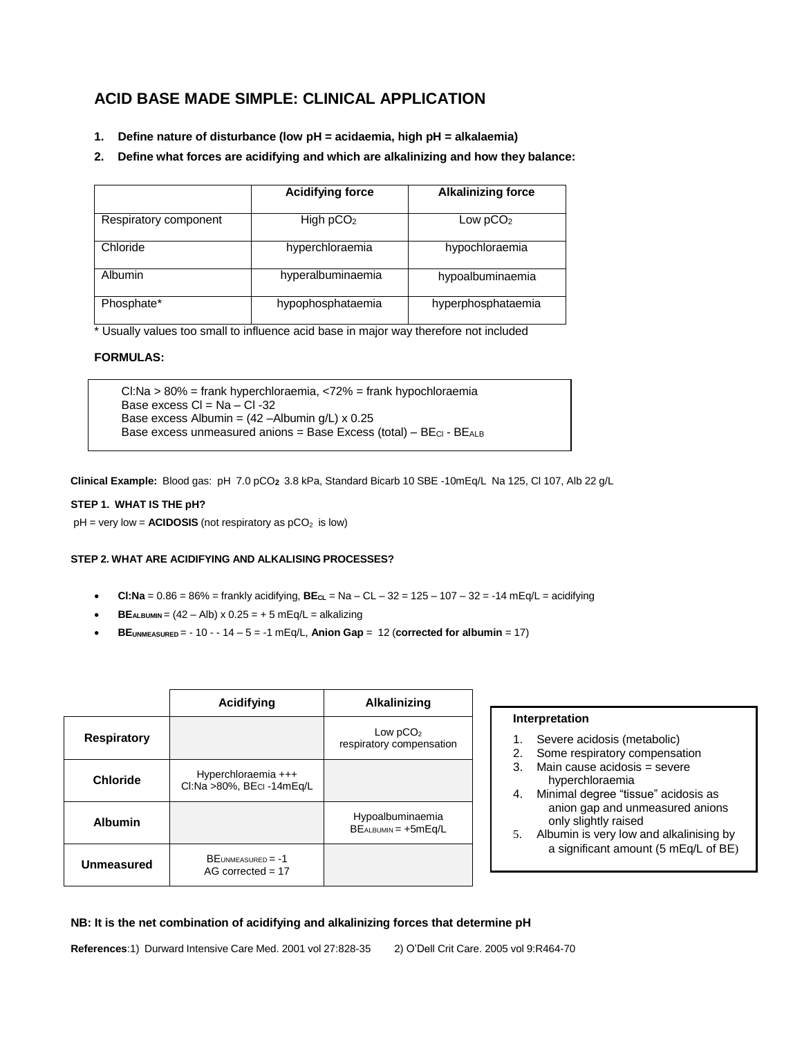# ACID BASE MADE SIMPLE: CLINICAL APPLICATION

1. **Define nature of disturbance (low pH = acidaemia, high pH = alkalaemia)**
2. **Define what forces are acidifying and which are alkalinizing and how they balance:**

| | Acidifying force | Alkalinizing force |
|---|---|---|
| Respiratory component | High $pCO_2$ | Low $pCO_2$ |
| Chloride | hyperchloraemia | hypochloraemia |
| Albumin | hyperalbuminaemia | hypoalbuminaemia |
| Phosphate* | hypophosphataemia | hyperphosphataemia |

\* Usually values too small to influence acid base in major way therefore not included

**FORMULAS:**

Cl:Na > 80% = frank hyperchloraemia, <72% = frank hypochloraemia
Base excess Cl = Na – Cl -32
Base excess Albumin = (42 –Albumin g/L) x 0.25
Base excess unmeasured anions = Base Excess (total) – $BE_{Cl}$ - $BE_{ALB}$

**Clinical Example:** Blood gas: pH 7.0 $pCO_2$ 3.8 kPa, Standard Bicarb 10 SBE -10mEq/L Na 125, Cl 107, Alb 22 g/L

**STEP 1. WHAT IS THE pH?**

pH = very low = **ACIDOSIS** (not respiratory as $pCO_2$ is low)

**STEP 2. WHAT ARE ACIDIFYING AND ALKALISING PROCESSES?**

- **Cl:Na** = 0.86 = 86% = frankly acidifying, $\mathbf{BE_{CL}}$ = Na – CL – 32 = 125 – 107 – 32 = -14 mEq/L = acidifying
- $\mathbf{BE_{ALBUMIN}}$ = (42 – Alb) x 0.25 = + 5 mEq/L = alkalizing
- $\mathbf{BE_{UNMEASURED}}$ = - 10 - - 14 – 5 = -1 mEq/L, **Anion Gap** = 12 (**corrected for albumin** = 17)

| | Acidifying | Alkalinizing |
|---|---|---|
| **Respiratory** | | Low $pCO_2$ respiratory compensation |
| **Chloride** | Hyperchloraemia +++ Cl:Na >80%, $BE_{Cl}$ -14mEq/L | |
| **Albumin** | | Hypoalbuminaemia $BE_{ALBUMIN}$ = +5mEq/L |
| **Unmeasured** | $BE_{UNMEASURED}$ = -1 AG corrected = 17 | |

**Interpretation**

1. Severe acidosis (metabolic)
2. Some respiratory compensation
3. Main cause acidosis = severe hyperchloraemia
4. Minimal degree "tissue" acidosis as anion gap and unmeasured anions only slightly raised
5. Albumin is very low and alkalinising by a significant amount (5 mEq/L of BE)

**NB: It is the net combination of acidifying and alkalinizing forces that determine pH**

**References**: 1) Durward Intensive Care Med. 2001 vol 27:828-35 2) O'Dell Crit Care. 2005 vol 9:R464-70